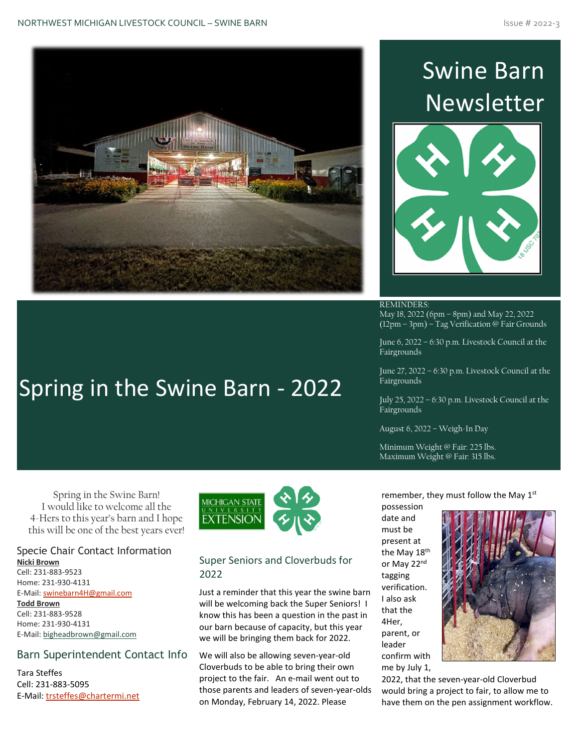# Swine Barn Newsletter

# Spring in the Swine Barn - 2022

REMINDERS:

May 18, 2022 (6pm – 8pm) and May 22, 2022 (12pm – 3pm) – Tag Verification @ Fair Grounds

June 6, 2022 – 6:30 p.m. Livestock Council at the Fairgrounds

June 27, 2022 – 6:30 p.m. Livestock Council at the Fairgrounds

July 25, 2022 – 6:30 p.m. Livestock Council at the Fairgrounds

August 6, 2022 – Weigh-In Day

Minimum Weight @ Fair: 225 lbs.
Maximum Weight @ Fair: 315 lbs.

Spring in the Swine Barn!
I would like to welcome all the 4-Hers to this year's barn and I hope this will be one of the best years ever!

## Specie Chair Contact Information

**Nicki Brown**
Cell: 231-883-9523
Home: 231-930-4131
E-Mail: swinebarn4H@gmail.com

**Todd Brown**
Cell: 231-883-9528
Home: 231-930-4131
E-Mail: bigheadbrown@gmail.com

## Barn Superintendent Contact Info

Tara Steffes
Cell: 231-883-5095
E-Mail: trsteffes@chartermi.net

## Super Seniors and Cloverbuds for 2022

Just a reminder that this year the swine barn will be welcoming back the Super Seniors! I know this has been a question in the past in our barn because of capacity, but this year we will be bringing them back for 2022.

We will also be allowing seven-year-old Cloverbuds to be able to bring their own project to the fair. An e-mail went out to those parents and leaders of seven-year-olds on Monday, February 14, 2022. Please remember, they must follow the May 1st possession date and must be present at the May 18th or May 22nd tagging verification. I also ask that the 4Her, parent, or leader confirm with me by July 1, 2022, that the seven-year-old Cloverbud would bring a project to fair, to allow me to have them on the pen assignment workflow.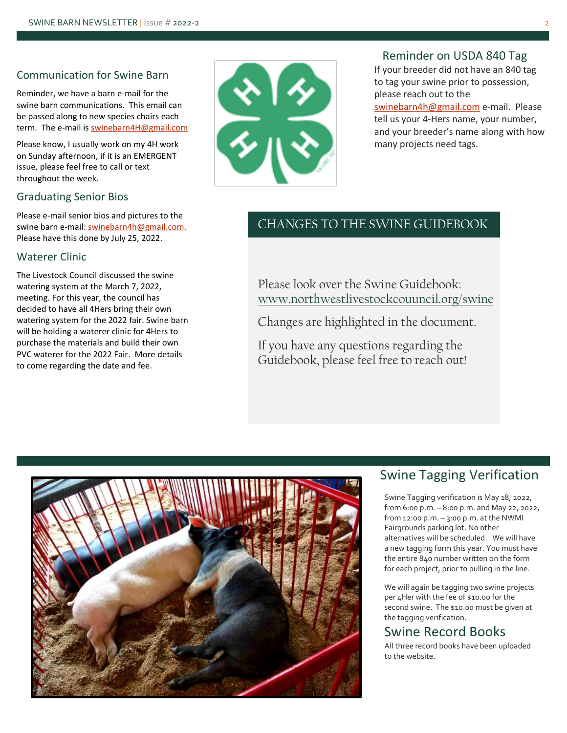## Communication for Swine Barn

Reminder, we have a barn e-mail for the swine barn communications. This email can be passed along to new species chairs each term. The e-mail is swinebarn4H@gmail.com

Please know, I usually work on my 4H work on Sunday afternoon, if it is an EMERGENT issue, please feel free to call or text throughout the week.

## Graduating Senior Bios

Please e-mail senior bios and pictures to the swine barn e-mail: swinebarn4h@gmail.com. Please have this done by July 25, 2022.

## Waterer Clinic

The Livestock Council discussed the swine watering system at the March 7, 2022, meeting. For this year, the council has decided to have all 4Hers bring their own watering system for the 2022 fair. Swine barn will be holding a waterer clinic for 4Hers to purchase the materials and build their own PVC waterer for the 2022 Fair. More details to come regarding the date and fee.

## Reminder on USDA 840 Tag

If your breeder did not have an 840 tag to tag your swine prior to possession, please reach out to the swinebarn4h@gmail.com e-mail. Please tell us your 4-Hers name, your number, and your breeder's name along with how many projects need tags.

## CHANGES TO THE SWINE GUIDEBOOK

Please look over the Swine Guidebook: www.northwestlivestockcouuncil.org/swine

Changes are highlighted in the document.

If you have any questions regarding the Guidebook, please feel free to reach out!

## Swine Tagging Verification

Swine Tagging verification is May 18, 2022, from 6:00 p.m. – 8:00 p.m. and May 22, 2022, from 12:00 p.m. – 3:00 p.m. at the NWMI Fairgrounds parking lot. No other alternatives will be scheduled. We will have a new tagging form this year. You must have the entire 840 number written on the form for each project, prior to pulling in the line.

We will again be tagging two swine projects per 4Her with the fee of $10.00 for the second swine. The $10.00 must be given at the tagging verification.

## Swine Record Books

All three record books have been uploaded to the website.